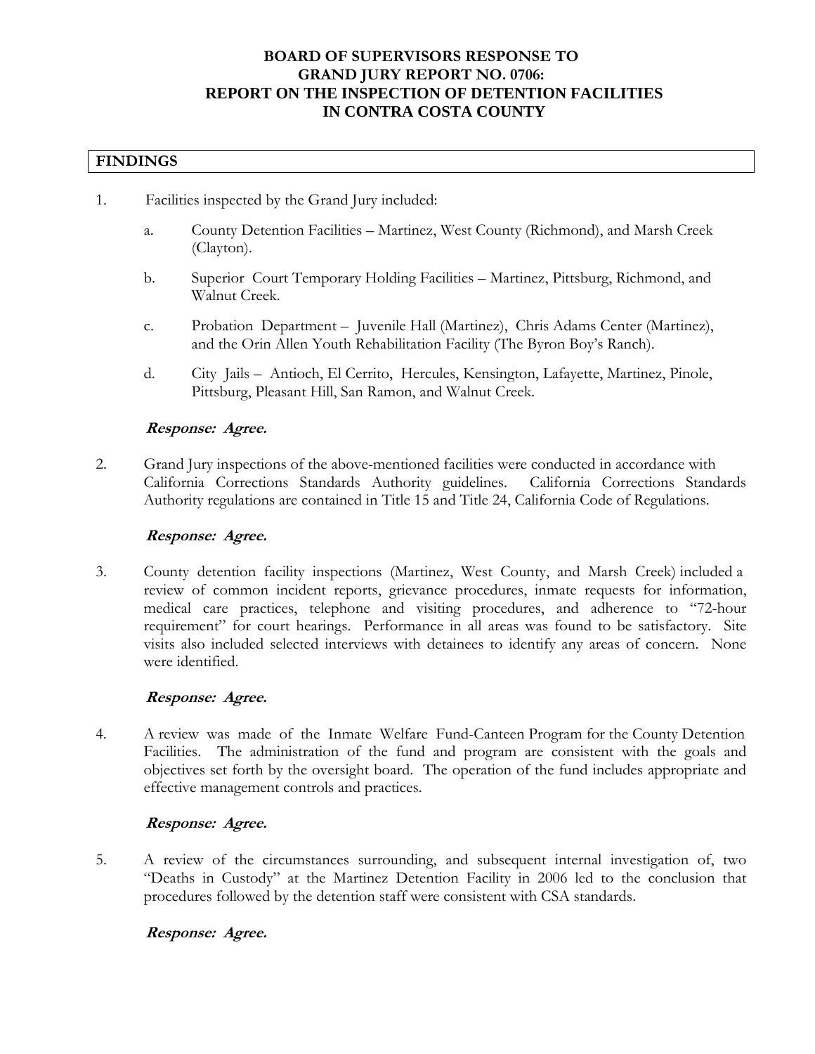# BOARD OF SUPERVISORS RESPONSE TO GRAND JURY REPORT NO. 0706: REPORT ON THE INSPECTION OF DETENTION FACILITIES IN CONTRA COSTA COUNTY

## FINDINGS

1. Facilities inspected by the Grand Jury included:

   a. County Detention Facilities – Martinez, West County (Richmond), and Marsh Creek (Clayton).

   b. Superior Court Temporary Holding Facilities – Martinez, Pittsburg, Richmond, and Walnut Creek.

   c. Probation Department – Juvenile Hall (Martinez), Chris Adams Center (Martinez), and the Orin Allen Youth Rehabilitation Facility (The Byron Boy's Ranch).

   d. City Jails – Antioch, El Cerrito, Hercules, Kensington, Lafayette, Martinez, Pinole, Pittsburg, Pleasant Hill, San Ramon, and Walnut Creek.

   ***Response: Agree.***

2. Grand Jury inspections of the above-mentioned facilities were conducted in accordance with California Corrections Standards Authority guidelines. California Corrections Standards Authority regulations are contained in Title 15 and Title 24, California Code of Regulations.

   ***Response: Agree.***

3. County detention facility inspections (Martinez, West County, and Marsh Creek) included a review of common incident reports, grievance procedures, inmate requests for information, medical care practices, telephone and visiting procedures, and adherence to "72-hour requirement" for court hearings. Performance in all areas was found to be satisfactory. Site visits also included selected interviews with detainees to identify any areas of concern. None were identified.

   ***Response: Agree.***

4. A review was made of the Inmate Welfare Fund-Canteen Program for the County Detention Facilities. The administration of the fund and program are consistent with the goals and objectives set forth by the oversight board. The operation of the fund includes appropriate and effective management controls and practices.

   ***Response: Agree.***

5. A review of the circumstances surrounding, and subsequent internal investigation of, two "Deaths in Custody" at the Martinez Detention Facility in 2006 led to the conclusion that procedures followed by the detention staff were consistent with CSA standards.

   ***Response: Agree.***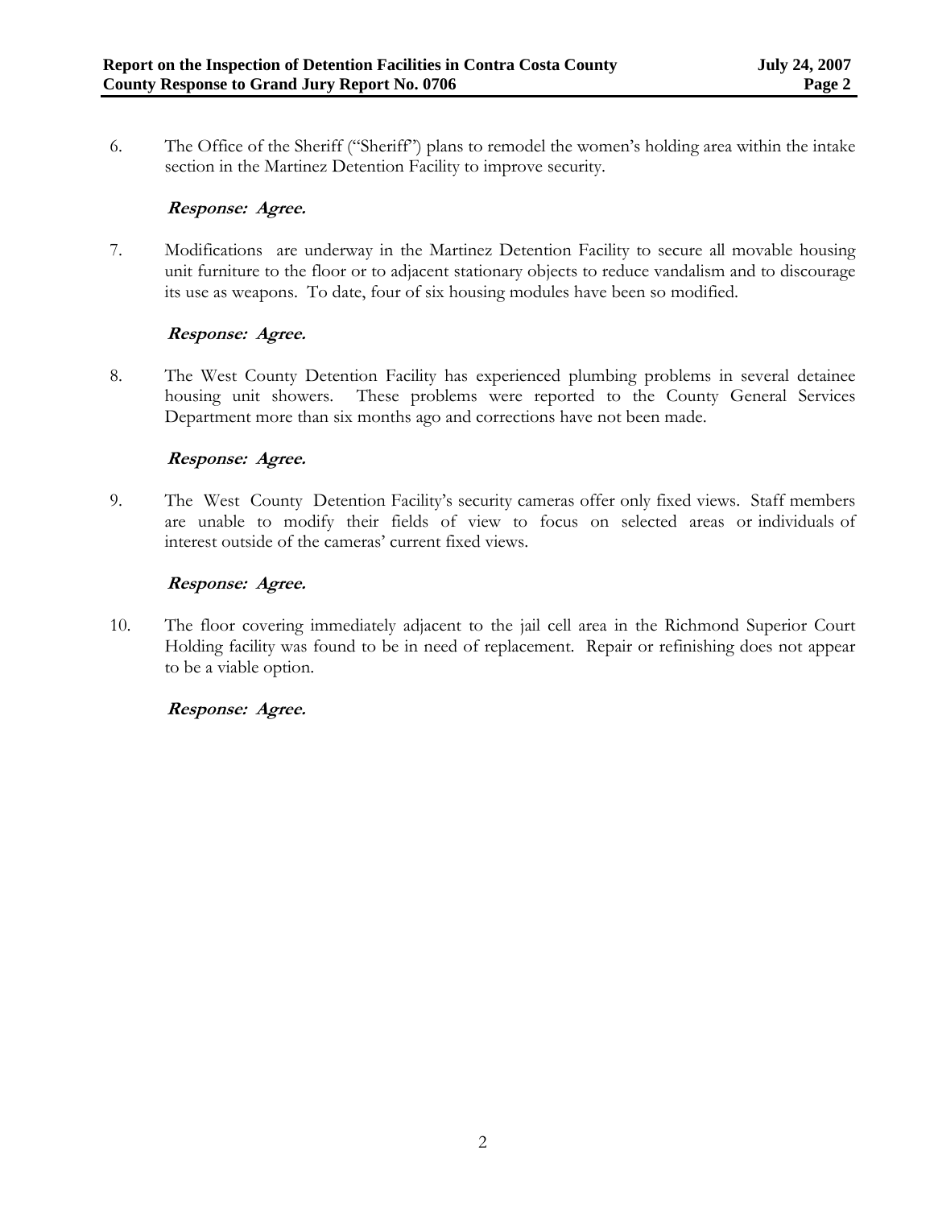6. The Office of the Sheriff ("Sheriff") plans to remodel the women's holding area within the intake section in the Martinez Detention Facility to improve security.

   ***Response: Agree.***

7. Modifications are underway in the Martinez Detention Facility to secure all movable housing unit furniture to the floor or to adjacent stationary objects to reduce vandalism and to discourage its use as weapons. To date, four of six housing modules have been so modified.

   ***Response: Agree.***

8. The West County Detention Facility has experienced plumbing problems in several detainee housing unit showers. These problems were reported to the County General Services Department more than six months ago and corrections have not been made.

   ***Response: Agree.***

9. The West County Detention Facility's security cameras offer only fixed views. Staff members are unable to modify their fields of view to focus on selected areas or individuals of interest outside of the cameras' current fixed views.

   ***Response: Agree.***

10. The floor covering immediately adjacent to the jail cell area in the Richmond Superior Court Holding facility was found to be in need of replacement. Repair or refinishing does not appear to be a viable option.

    ***Response: Agree.***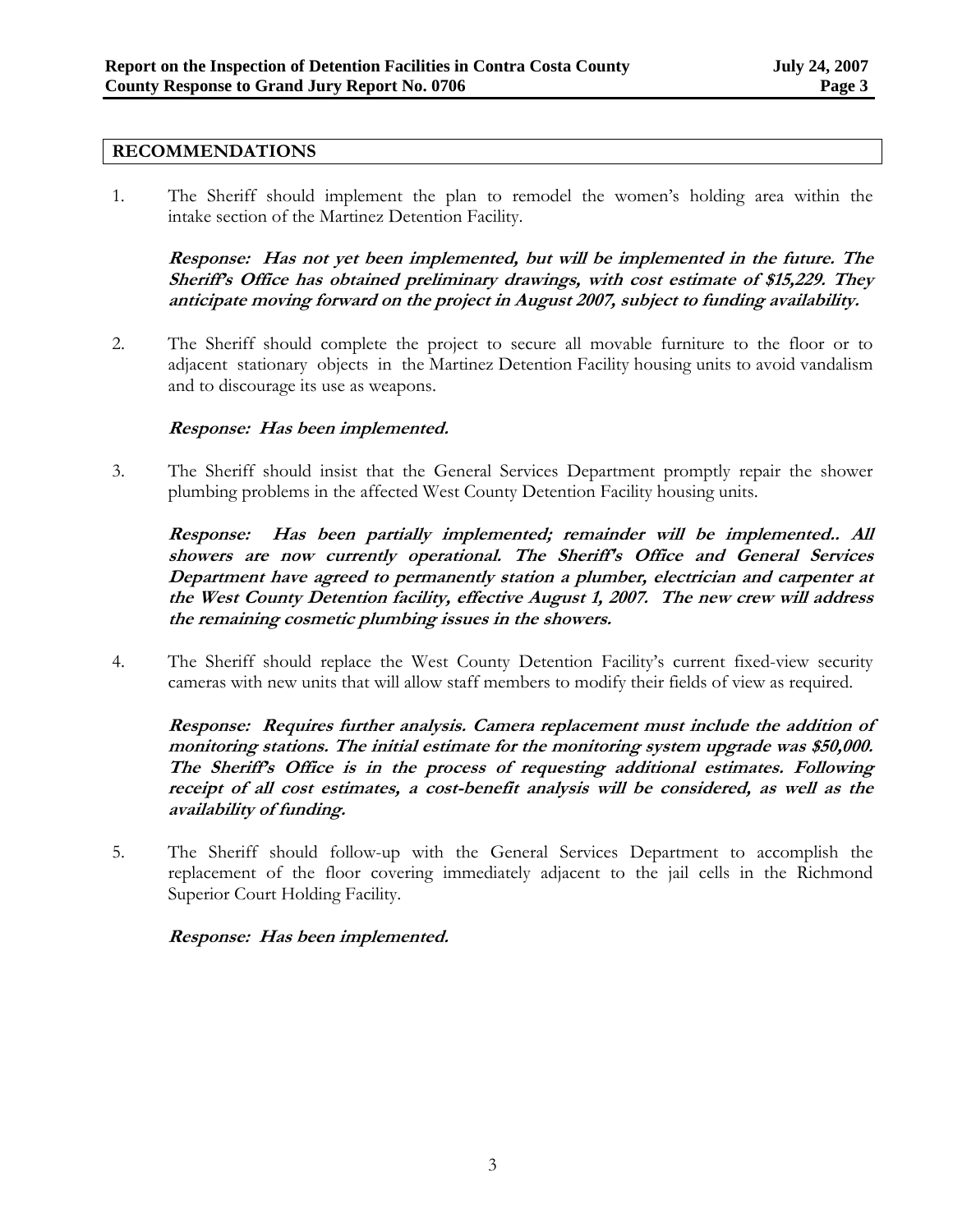## RECOMMENDATIONS

1. The Sheriff should implement the plan to remodel the women's holding area within the intake section of the Martinez Detention Facility.

   ***Response: Has not yet been implemented, but will be implemented in the future. The Sheriff's Office has obtained preliminary drawings, with cost estimate of $15,229. They anticipate moving forward on the project in August 2007, subject to funding availability.***

2. The Sheriff should complete the project to secure all movable furniture to the floor or to adjacent stationary objects in the Martinez Detention Facility housing units to avoid vandalism and to discourage its use as weapons.

   ***Response: Has been implemented.***

3. The Sheriff should insist that the General Services Department promptly repair the shower plumbing problems in the affected West County Detention Facility housing units.

   ***Response: Has been partially implemented; remainder will be implemented.. All showers are now currently operational. The Sheriff's Office and General Services Department have agreed to permanently station a plumber, electrician and carpenter at the West County Detention facility, effective August 1, 2007. The new crew will address the remaining cosmetic plumbing issues in the showers.***

4. The Sheriff should replace the West County Detention Facility's current fixed-view security cameras with new units that will allow staff members to modify their fields of view as required.

   ***Response: Requires further analysis. Camera replacement must include the addition of monitoring stations. The initial estimate for the monitoring system upgrade was $50,000. The Sheriff's Office is in the process of requesting additional estimates. Following receipt of all cost estimates, a cost-benefit analysis will be considered, as well as the availability of funding.***

5. The Sheriff should follow-up with the General Services Department to accomplish the replacement of the floor covering immediately adjacent to the jail cells in the Richmond Superior Court Holding Facility.

   ***Response: Has been implemented.***